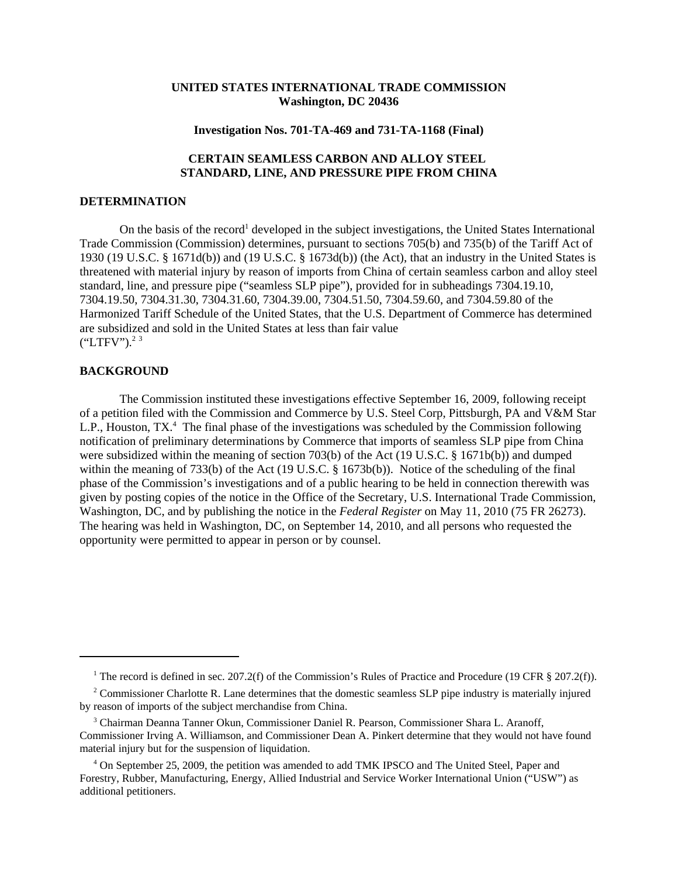**UNITED STATES INTERNATIONAL TRADE COMMISSION**
**Washington, DC 20436**

**Investigation Nos. 701-TA-469 and 731-TA-1168 (Final)**

**CERTAIN SEAMLESS CARBON AND ALLOY STEEL STANDARD, LINE, AND PRESSURE PIPE FROM CHINA**

## DETERMINATION

On the basis of the record[1] developed in the subject investigations, the United States International Trade Commission (Commission) determines, pursuant to sections 705(b) and 735(b) of the Tariff Act of 1930 (19 U.S.C. § 1671d(b)) and (19 U.S.C. § 1673d(b)) (the Act), that an industry in the United States is threatened with material injury by reason of imports from China of certain seamless carbon and alloy steel standard, line, and pressure pipe ("seamless SLP pipe"), provided for in subheadings 7304.19.10, 7304.19.50, 7304.31.30, 7304.31.60, 7304.39.00, 7304.51.50, 7304.59.60, and 7304.59.80 of the Harmonized Tariff Schedule of the United States, that the U.S. Department of Commerce has determined are subsidized and sold in the United States at less than fair value ("LTFV").[2] [3]

## BACKGROUND

The Commission instituted these investigations effective September 16, 2009, following receipt of a petition filed with the Commission and Commerce by U.S. Steel Corp, Pittsburgh, PA and V&M Star L.P., Houston, TX.[4] The final phase of the investigations was scheduled by the Commission following notification of preliminary determinations by Commerce that imports of seamless SLP pipe from China were subsidized within the meaning of section 703(b) of the Act (19 U.S.C. § 1671b(b)) and dumped within the meaning of 733(b) of the Act (19 U.S.C. § 1673b(b)). Notice of the scheduling of the final phase of the Commission's investigations and of a public hearing to be held in connection therewith was given by posting copies of the notice in the Office of the Secretary, U.S. International Trade Commission, Washington, DC, and by publishing the notice in the *Federal Register* on May 11, 2010 (75 FR 26273). The hearing was held in Washington, DC, on September 14, 2010, and all persons who requested the opportunity were permitted to appear in person or by counsel.

---

[1] The record is defined in sec. 207.2(f) of the Commission's Rules of Practice and Procedure (19 CFR § 207.2(f)).

[2] Commissioner Charlotte R. Lane determines that the domestic seamless SLP pipe industry is materially injured by reason of imports of the subject merchandise from China.

[3] Chairman Deanna Tanner Okun, Commissioner Daniel R. Pearson, Commissioner Shara L. Aranoff, Commissioner Irving A. Williamson, and Commissioner Dean A. Pinkert determine that they would not have found material injury but for the suspension of liquidation.

[4] On September 25, 2009, the petition was amended to add TMK IPSCO and The United Steel, Paper and Forestry, Rubber, Manufacturing, Energy, Allied Industrial and Service Worker International Union ("USW") as additional petitioners.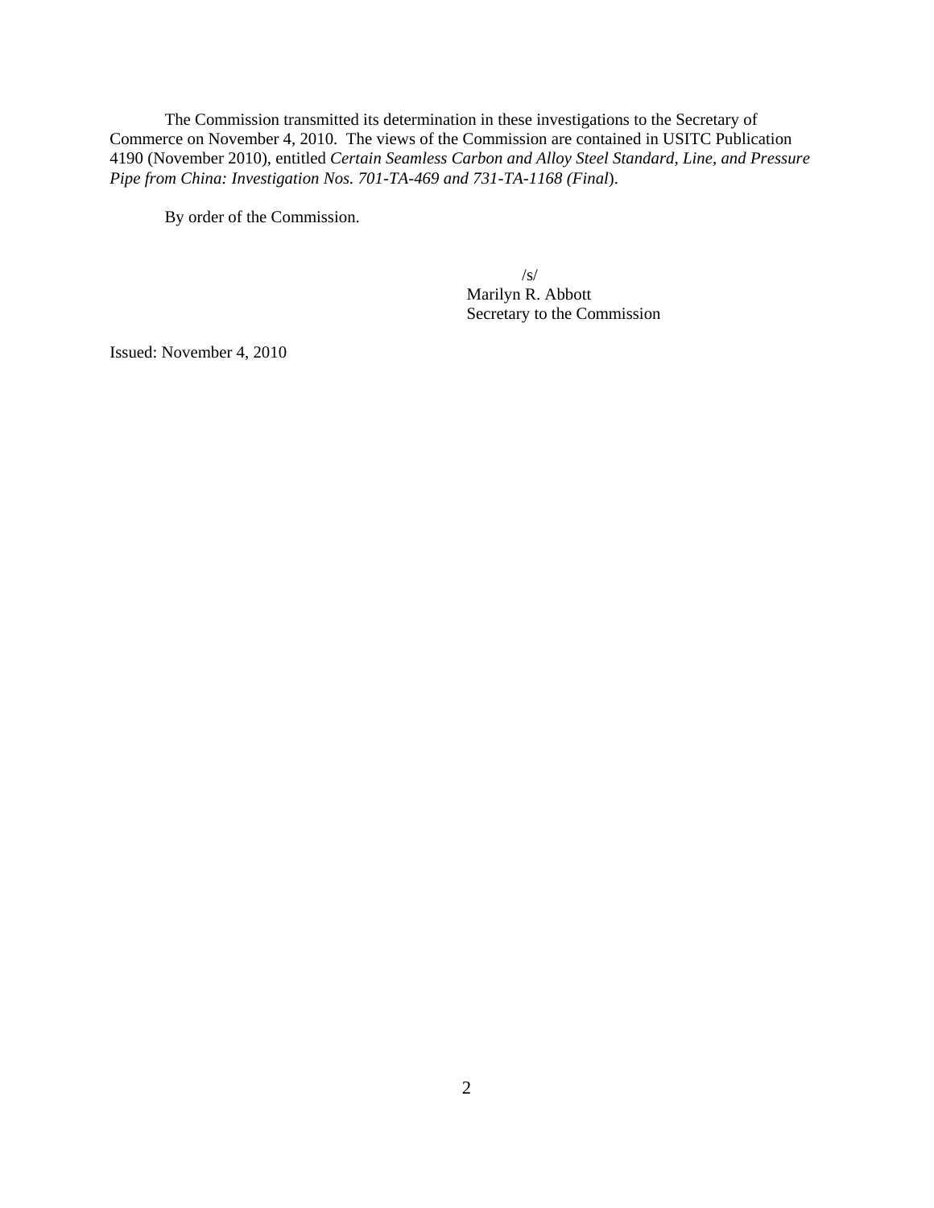The Commission transmitted its determination in these investigations to the Secretary of Commerce on November 4, 2010. The views of the Commission are contained in USITC Publication 4190 (November 2010), entitled *Certain Seamless Carbon and Alloy Steel Standard, Line, and Pressure Pipe from China: Investigation Nos. 701-TA-469 and 731-TA-1168 (Final)*.

By order of the Commission.

/s/
Marilyn R. Abbott
Secretary to the Commission

Issued: November 4, 2010